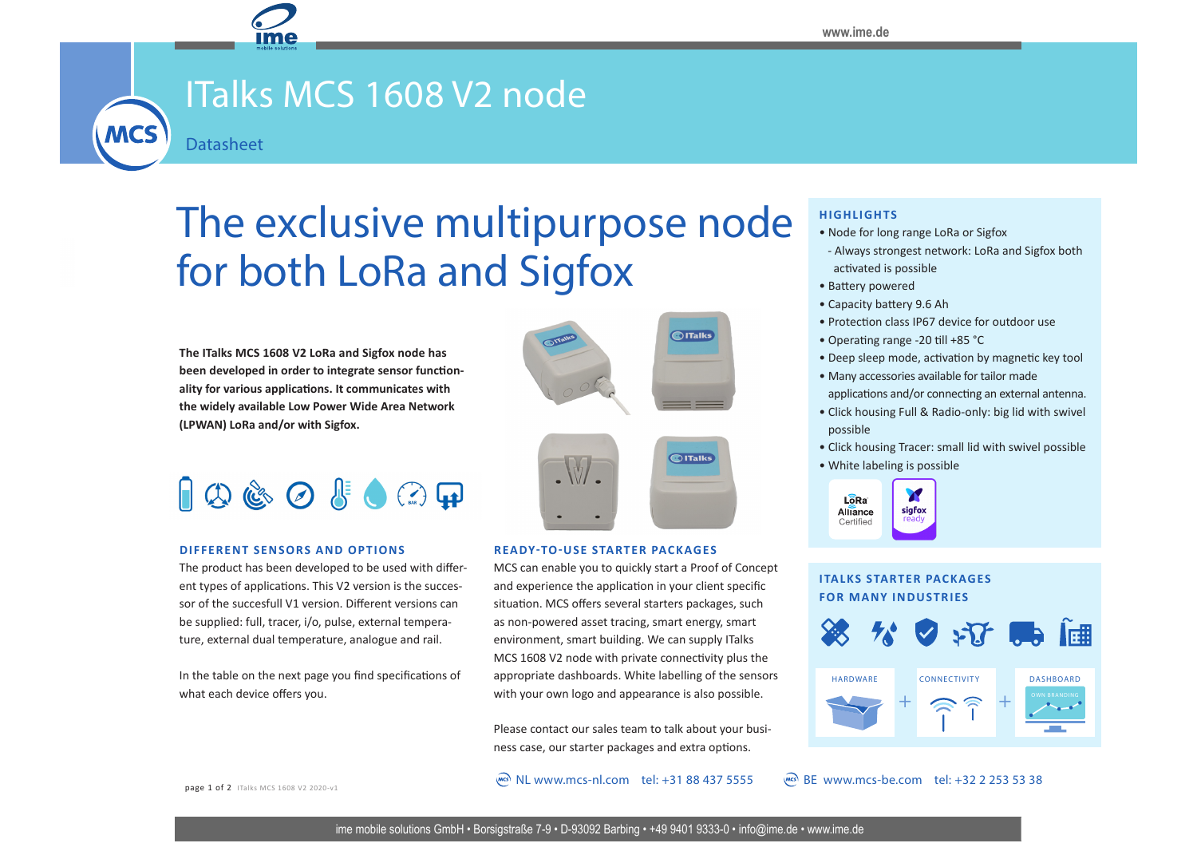# ITalks MCS 1608 V2 node

Datasheet

## The exclusive multipurpose node for both LoRa and Sigfox

**The ITalks MCS 1608 V2 LoRa and Sigfox node has been developed in order to integrate sensor functionality for various applications. It communicates with the widely available Low Power Wide Area Network (LPWAN) LoRa and/or with Sigfox.**

### DIFFERENT SENSORS AND OPTIONS

The product has been developed to be used with different types of applications. This V2 version is the successor of the succesfull V1 version. Different versions can be supplied: full, tracer, i/o, pulse, external temperature, external dual temperature, analogue and rail.

In the table on the next page you find specifications of what each device offers you.

### READY-TO-USE STARTER PACKAGES

MCS can enable you to quickly start a Proof of Concept and experience the application in your client specific situation. MCS offers several starters packages, such as non-powered asset tracing, smart energy, smart environment, smart building. We can supply ITalks MCS 1608 V2 node with private connectivity plus the appropriate dashboards. White labelling of the sensors with your own logo and appearance is also possible.

Please contact our sales team to talk about your business case, our starter packages and extra options.

### HIGHLIGHTS

- Node for long range LoRa or Sigfox
  - Always strongest network: LoRa and Sigfox both activated is possible
- Battery powered
- Capacity battery 9.6 Ah
- Protection class IP67 device for outdoor use
- Operating range -20 till +85 °C
- Deep sleep mode, activation by magnetic key tool
- Many accessories available for tailor made applications and/or connecting an external antenna.
- Click housing Full & Radio-only: big lid with swivel possible
- Click housing Tracer: small lid with swivel possible
- White labeling is possible

LoRa Alliance Certified · sigfox ready

### ITALKS STARTER PACKAGES FOR MANY INDUSTRIES

HARDWARE + CONNECTIVITY + DASHBOARD (OWN BRANDING)

NL www.mcs-nl.com tel: +31 88 437 5555

BE www.mcs-be.com tel: +32 2 253 53 38

ime mobile solutions GmbH • Borsigstraße 7-9 • D-93092 Barbing • +49 9401 9333-0 • info@ime.de • www.ime.de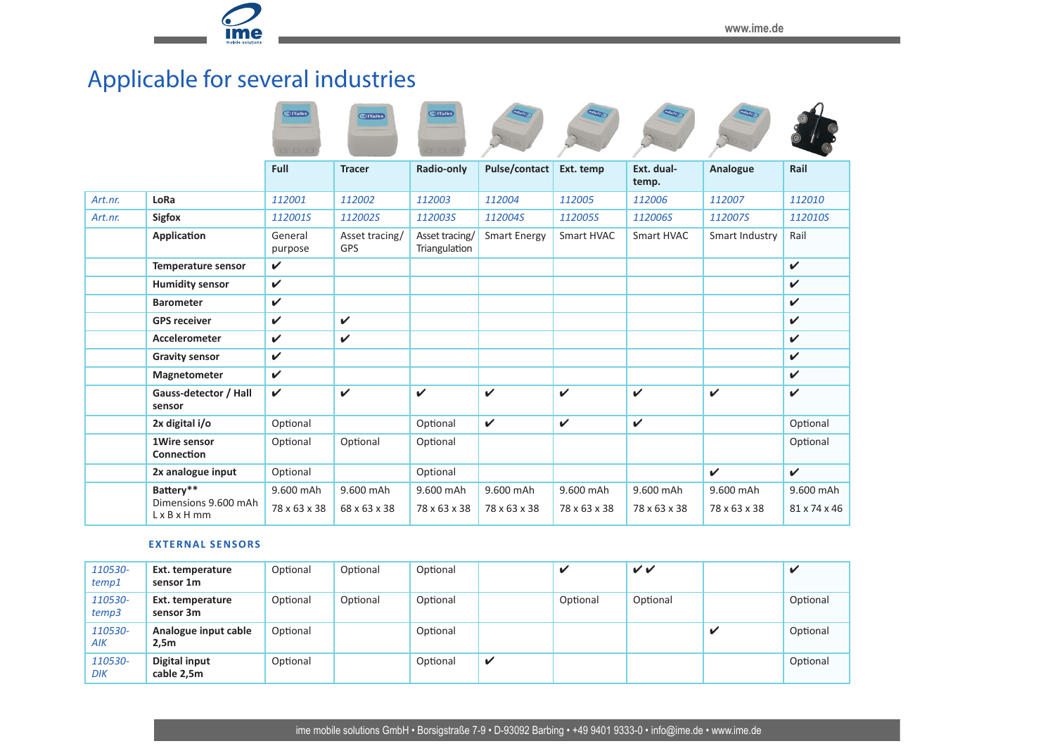# Applicable for several industries

| | | Full | Tracer | Radio-only | Pulse/contact | Ext. temp | Ext. dual-temp. | Analogue | Rail |
|---|---|---|---|---|---|---|---|---|---|
| *Art.nr.* | **LoRa** | *112001* | *112002* | *112003* | *112004* | *112005* | *112006* | *112007* | *112010* |
| *Art.nr.* | **Sigfox** | *112001S* | *112002S* | *112003S* | *112004S* | *112005S* | *112006S* | *112007S* | *112010S* |
| | **Application** | General purpose | Asset tracing/ GPS | Asset tracing/ Triangulation | Smart Energy | Smart HVAC | Smart HVAC | Smart Industry | Rail |
| | **Temperature sensor** | ✔ | | | | | | | ✔ |
| | **Humidity sensor** | ✔ | | | | | | | ✔ |
| | **Barometer** | ✔ | | | | | | | ✔ |
| | **GPS receiver** | ✔ | ✔ | | | | | | ✔ |
| | **Accelerometer** | ✔ | ✔ | | | | | | ✔ |
| | **Gravity sensor** | ✔ | | | | | | | ✔ |
| | **Magnetometer** | ✔ | | | | | | | ✔ |
| | **Gauss-detector / Hall sensor** | ✔ | ✔ | ✔ | ✔ | ✔ | ✔ | ✔ | ✔ |
| | **2x digital i/o** | Optional | | Optional | ✔ | ✔ | ✔ | | Optional |
| | **1Wire sensor Connection** | Optional | Optional | Optional | | | | | Optional |
| | **2x analogue input** | Optional | | Optional | | | | ✔ | ✔ |
| | **Battery**** Dimensions 9.600 mAh L x B x H mm | 9.600 mAh 78 x 63 x 38 | 9.600 mAh 68 x 63 x 38 | 9.600 mAh 78 x 63 x 38 | 9.600 mAh 78 x 63 x 38 | 9.600 mAh 78 x 63 x 38 | 9.600 mAh 78 x 63 x 38 | 9.600 mAh 78 x 63 x 38 | 9.600 mAh 81 x 74 x 46 |

## EXTERNAL SENSORS

| | | Full | Tracer | Radio-only | Pulse/contact | Ext. temp | Ext. dual-temp. | Analogue | Rail |
|---|---|---|---|---|---|---|---|---|---|
| *110530-temp1* | **Ext. temperature sensor 1m** | Optional | Optional | Optional | | ✔ | ✔✔ | | ✔ |
| *110530-temp3* | **Ext. temperature sensor 3m** | Optional | Optional | Optional | | Optional | Optional | | Optional |
| *110530-AIK* | **Analogue input cable 2,5m** | Optional | | Optional | | | | ✔ | Optional |
| *110530-DIK* | **Digital input cable 2,5m** | Optional | | Optional | ✔ | | | | Optional |